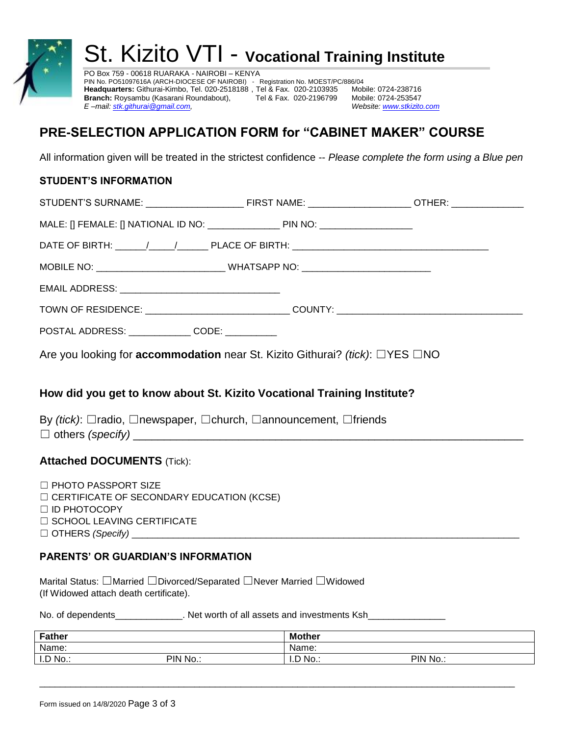# St. Kizito VTI - **Vocational Training Institute**

PO Box 759 - 00618 RUARAKA - NAIROBI – KENYA
PIN No. PO51097616A (ARCH-DIOCESE OF NAIROBI) - Registration No. MOEST/PC/886/04
**Headquarters:** Githurai-Kimbo, Tel. 020-2518188 , Tel & Fax. 020-2103935 Mobile: 0724-238716
**Branch:** Roysambu (Kasarani Roundabout), Tel & Fax. 020-2196799 Mobile: 0724-253547
*E –mail: stk.githurai@gmail.com,* *Website: www.stkizito.com*

## PRE-SELECTION APPLICATION FORM for "CABINET MAKER" COURSE

All information given will be treated in the strictest confidence -- *Please complete the form using a Blue pen*

### STUDENT'S INFORMATION

STUDENT'S SURNAME: ___________________ FIRST NAME: ___________________ OTHER: _____________

MALE: [] FEMALE: [] NATIONAL ID NO: _____________ PIN NO: _________________

DATE OF BIRTH: ______/_____/______ PLACE OF BIRTH: _____________________________________

MOBILE NO: ________________________ WHATSAPP NO: ________________________

EMAIL ADDRESS: ______________________________

TOWN OF RESIDENCE: ___________________________ COUNTY: __________________________________

POSTAL ADDRESS: ____________ CODE: __________

Are you looking for **accommodation** near St. Kizito Githurai? *(tick)*: ☐YES ☐NO

### How did you get to know about St. Kizito Vocational Training Institute?

By *(tick)*: ☐radio, ☐newspaper, ☐church, ☐announcement, ☐friends
☐ others *(specify)* ______________________________________________________________

### Attached DOCUMENTS (Tick):

☐ PHOTO PASSPORT SIZE
☐ CERTIFICATE OF SECONDARY EDUCATION (KCSE)
☐ ID PHOTOCOPY
☐ SCHOOL LEAVING CERTIFICATE
☐ OTHERS *(Specify)* ______________________________________________________________

### PARENTS' OR GUARDIAN'S INFORMATION

Marital Status: ☐Married ☐Divorced/Separated ☐Never Married ☐Widowed
(If Widowed attach death certificate).

No. of dependents_____________. Net worth of all assets and investments Ksh______________

| **Father** | | **Mother** | |
|---|---|---|---|
| Name: | | Name: | |
| I.D No.: | PIN No.: | I.D No.: | PIN No.: |

Form issued on 14/8/2020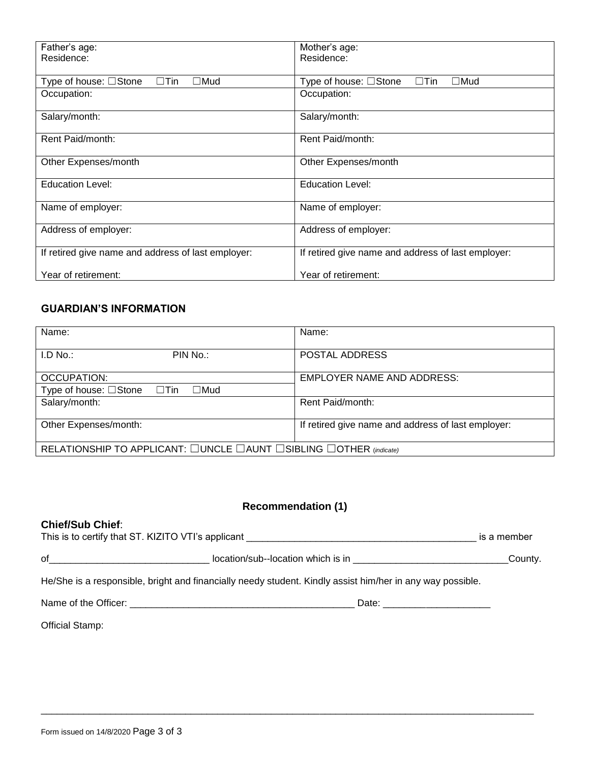| Father's age:<br>Residence: | Mother's age:<br>Residence: |
|---|---|
| Type of house: ☐Stone ☐Tin ☐Mud | Type of house: ☐Stone ☐Tin ☐Mud |
| Occupation: | Occupation: |
| Salary/month: | Salary/month: |
| Rent Paid/month: | Rent Paid/month: |
| Other Expenses/month | Other Expenses/month |
| Education Level: | Education Level: |
| Name of employer: | Name of employer: |
| Address of employer: | Address of employer: |
| If retired give name and address of last employer:<br><br>Year of retirement: | If retired give name and address of last employer:<br><br>Year of retirement: |

### GUARDIAN'S INFORMATION

| Name: | Name: |
|---|---|
| I.D No.: PIN No.: | POSTAL ADDRESS |
| OCCUPATION:<br>Type of house: ☐Stone ☐Tin ☐Mud | EMPLOYER NAME AND ADDRESS: |
| Salary/month: | Rent Paid/month: |
| Other Expenses/month: | If retired give name and address of last employer: |
| RELATIONSHIP TO APPLICANT: ☐UNCLE ☐AUNT ☐SIBLING ☐OTHER *(indicate)* | |

## Recommendation (1)

**Chief/Sub Chief**:

This is to certify that ST. KIZITO VTI's applicant ___________________________________________ is a member

of_____________________________ location/sub--location which is in _____________________________County.

He/She is a responsible, bright and financially needy student. Kindly assist him/her in any way possible.

Name of the Officer: __________________________________________ Date: ____________________

Official Stamp:

Form issued on 14/8/2020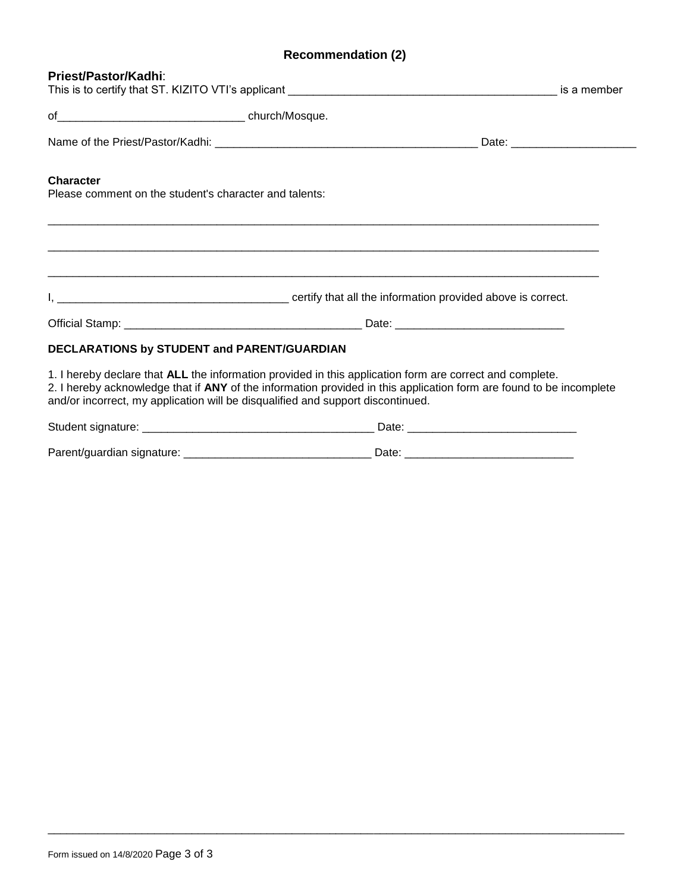### Recommendation (2)

**Priest/Pastor/Kadhi**:

This is to certify that ST. KIZITO VTI's applicant ___________________________________________ is a member

of_____________________________ church/Mosque.

Name of the Priest/Pastor/Kadhi: _________________________________________ Date: ___________________

**Character**

Please comment on the student's character and talents:

_____________________________________________________________________________________

_____________________________________________________________________________________

_____________________________________________________________________________________

I, ____________________________________ certify that all the information provided above is correct.

Official Stamp: _____________________________________ Date: __________________________

**DECLARATIONS by STUDENT and PARENT/GUARDIAN**

1. I hereby declare that **ALL** the information provided in this application form are correct and complete.
2. I hereby acknowledge that if **ANY** of the information provided in this application form are found to be incomplete and/or incorrect, my application will be disqualified and support discontinued.

Student signature: ____________________________________ Date: __________________________

Parent/guardian signature: _____________________________ Date: __________________________

Form issued on 14/8/2020